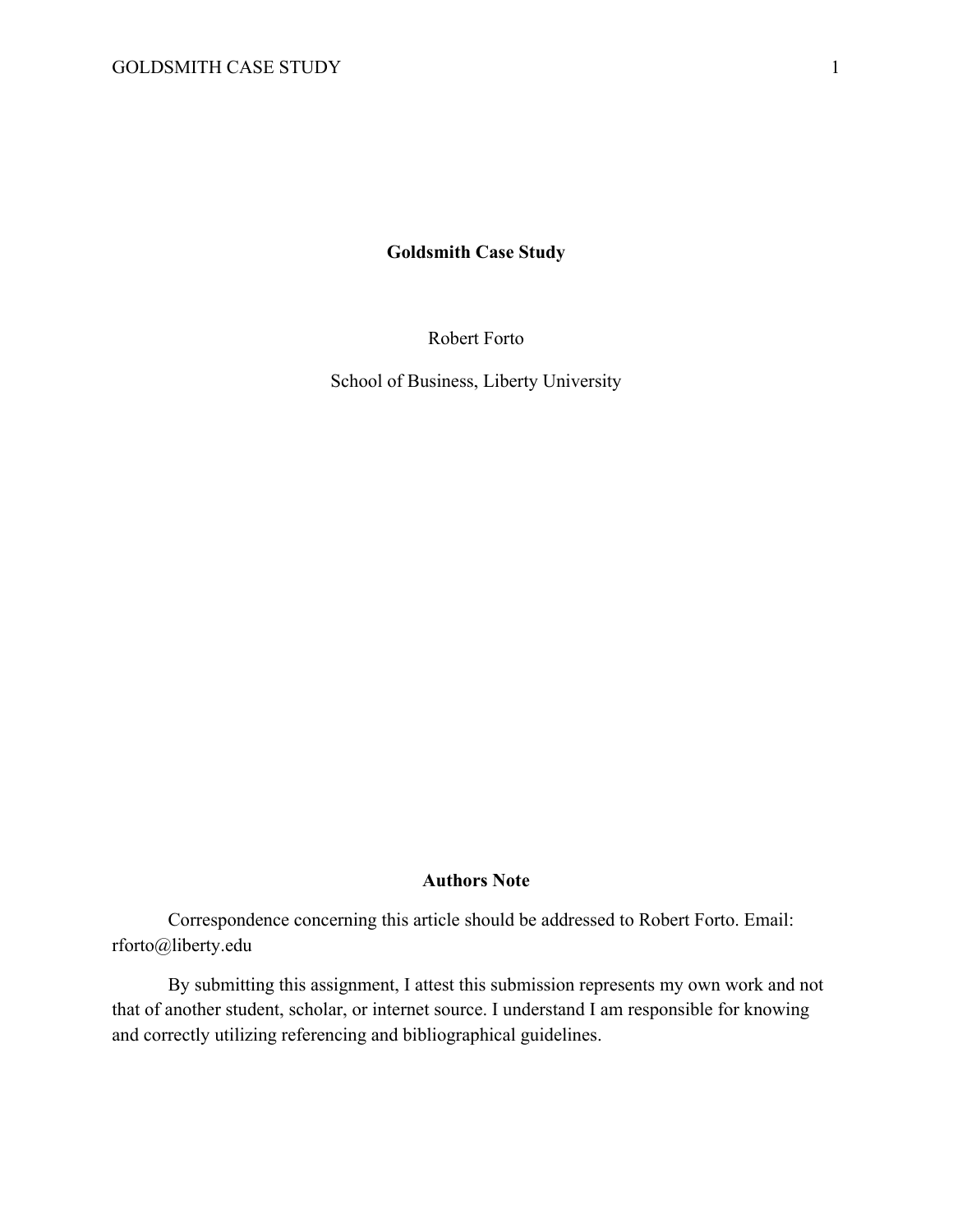# Goldsmith Case Study

Robert Forto

School of Business, Liberty University

## Authors Note

Correspondence concerning this article should be addressed to Robert Forto. Email: rforto@liberty.edu

By submitting this assignment, I attest this submission represents my own work and not that of another student, scholar, or internet source. I understand I am responsible for knowing and correctly utilizing referencing and bibliographical guidelines.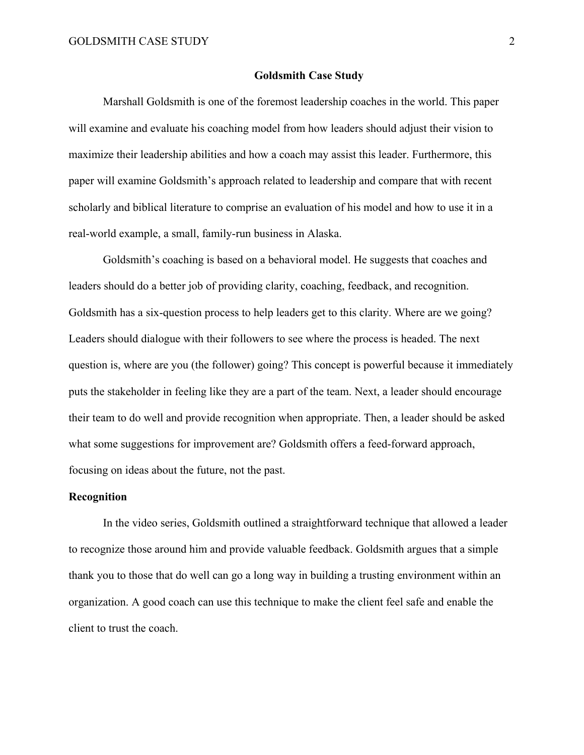# Goldsmith Case Study

Marshall Goldsmith is one of the foremost leadership coaches in the world. This paper will examine and evaluate his coaching model from how leaders should adjust their vision to maximize their leadership abilities and how a coach may assist this leader. Furthermore, this paper will examine Goldsmith's approach related to leadership and compare that with recent scholarly and biblical literature to comprise an evaluation of his model and how to use it in a real-world example, a small, family-run business in Alaska.

Goldsmith's coaching is based on a behavioral model. He suggests that coaches and leaders should do a better job of providing clarity, coaching, feedback, and recognition. Goldsmith has a six-question process to help leaders get to this clarity. Where are we going? Leaders should dialogue with their followers to see where the process is headed. The next question is, where are you (the follower) going? This concept is powerful because it immediately puts the stakeholder in feeling like they are a part of the team. Next, a leader should encourage their team to do well and provide recognition when appropriate. Then, a leader should be asked what some suggestions for improvement are? Goldsmith offers a feed-forward approach, focusing on ideas about the future, not the past.

## Recognition

In the video series, Goldsmith outlined a straightforward technique that allowed a leader to recognize those around him and provide valuable feedback. Goldsmith argues that a simple thank you to those that do well can go a long way in building a trusting environment within an organization. A good coach can use this technique to make the client feel safe and enable the client to trust the coach.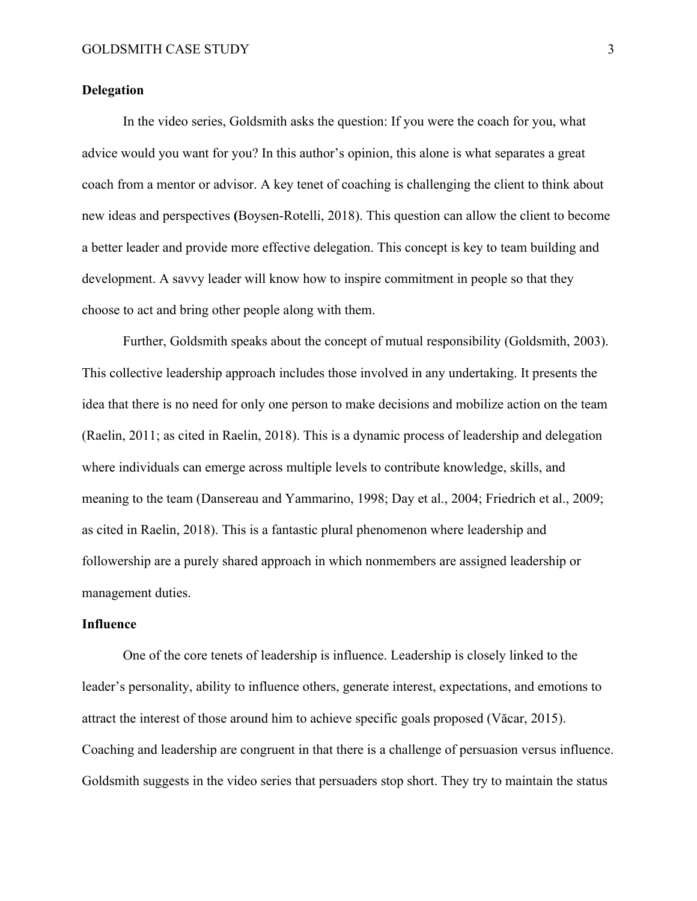**Delegation**

In the video series, Goldsmith asks the question: If you were the coach for you, what advice would you want for you? In this author's opinion, this alone is what separates a great coach from a mentor or advisor. A key tenet of coaching is challenging the client to think about new ideas and perspectives **(**Boysen-Rotelli, 2018). This question can allow the client to become a better leader and provide more effective delegation. This concept is key to team building and development. A savvy leader will know how to inspire commitment in people so that they choose to act and bring other people along with them.

Further, Goldsmith speaks about the concept of mutual responsibility (Goldsmith, 2003). This collective leadership approach includes those involved in any undertaking. It presents the idea that there is no need for only one person to make decisions and mobilize action on the team (Raelin, 2011; as cited in Raelin, 2018). This is a dynamic process of leadership and delegation where individuals can emerge across multiple levels to contribute knowledge, skills, and meaning to the team (Dansereau and Yammarino, 1998; Day et al., 2004; Friedrich et al., 2009; as cited in Raelin, 2018). This is a fantastic plural phenomenon where leadership and followership are a purely shared approach in which nonmembers are assigned leadership or management duties.

**Influence**

One of the core tenets of leadership is influence. Leadership is closely linked to the leader's personality, ability to influence others, generate interest, expectations, and emotions to attract the interest of those around him to achieve specific goals proposed (Văcar, 2015). Coaching and leadership are congruent in that there is a challenge of persuasion versus influence. Goldsmith suggests in the video series that persuaders stop short. They try to maintain the status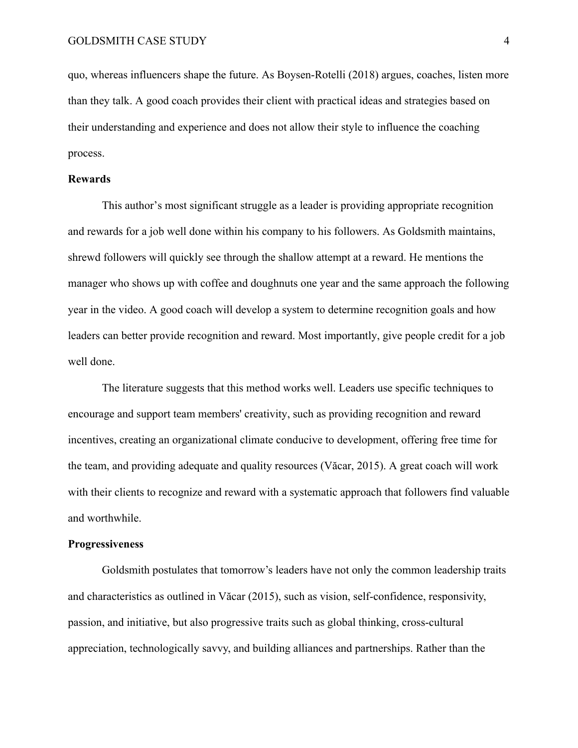quo, whereas influencers shape the future. As Boysen-Rotelli (2018) argues, coaches, listen more than they talk. A good coach provides their client with practical ideas and strategies based on their understanding and experience and does not allow their style to influence the coaching process.

**Rewards**

This author's most significant struggle as a leader is providing appropriate recognition and rewards for a job well done within his company to his followers. As Goldsmith maintains, shrewd followers will quickly see through the shallow attempt at a reward. He mentions the manager who shows up with coffee and doughnuts one year and the same approach the following year in the video. A good coach will develop a system to determine recognition goals and how leaders can better provide recognition and reward. Most importantly, give people credit for a job well done.

The literature suggests that this method works well. Leaders use specific techniques to encourage and support team members' creativity, such as providing recognition and reward incentives, creating an organizational climate conducive to development, offering free time for the team, and providing adequate and quality resources (Văcar, 2015). A great coach will work with their clients to recognize and reward with a systematic approach that followers find valuable and worthwhile.

**Progressiveness**

Goldsmith postulates that tomorrow's leaders have not only the common leadership traits and characteristics as outlined in Văcar (2015), such as vision, self-confidence, responsivity, passion, and initiative, but also progressive traits such as global thinking, cross-cultural appreciation, technologically savvy, and building alliances and partnerships. Rather than the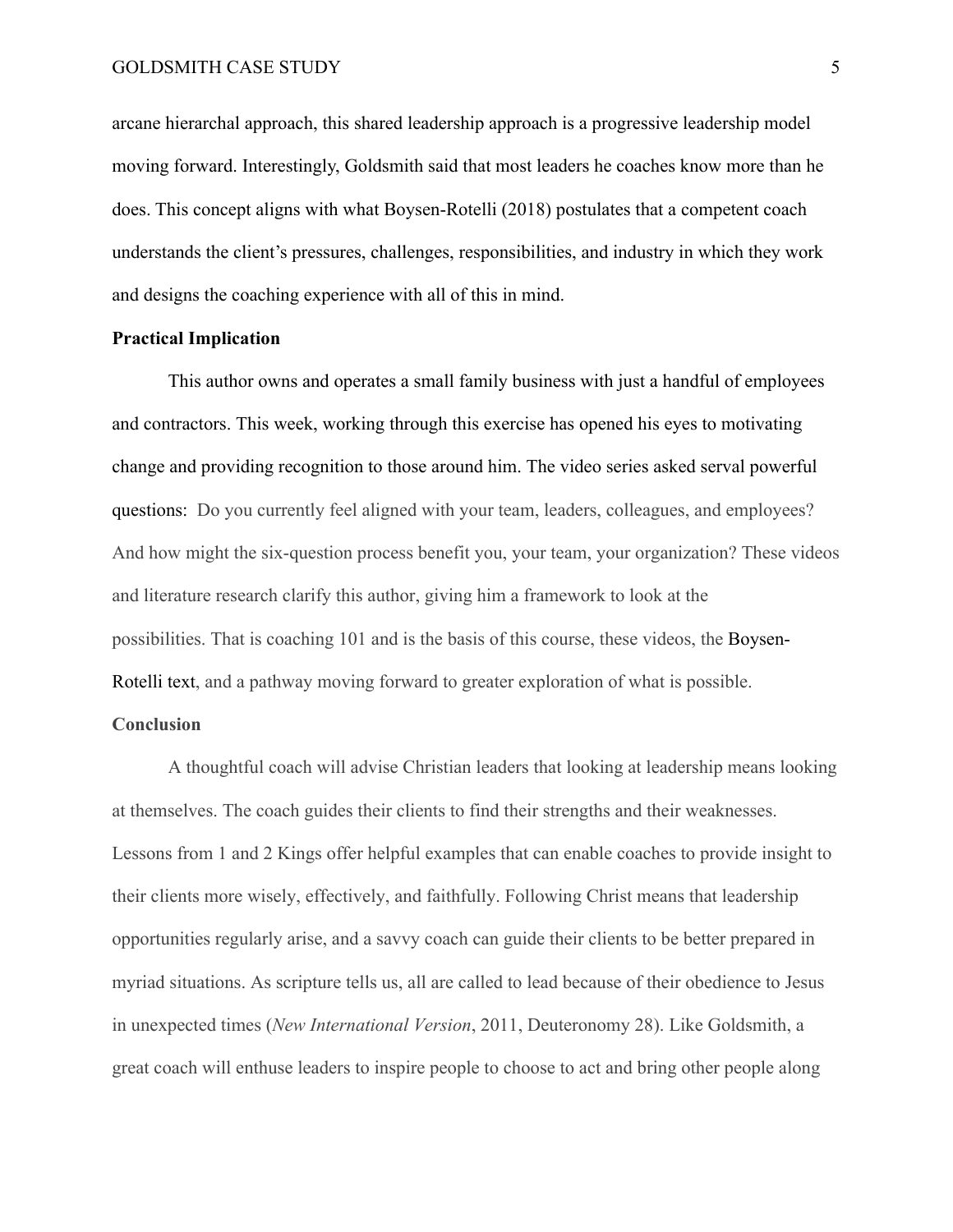arcane hierarchal approach, this shared leadership approach is a progressive leadership model moving forward. Interestingly, Goldsmith said that most leaders he coaches know more than he does. This concept aligns with what Boysen-Rotelli (2018) postulates that a competent coach understands the client's pressures, challenges, responsibilities, and industry in which they work and designs the coaching experience with all of this in mind.

**Practical Implication**

This author owns and operates a small family business with just a handful of employees and contractors. This week, working through this exercise has opened his eyes to motivating change and providing recognition to those around him. The video series asked serval powerful questions: Do you currently feel aligned with your team, leaders, colleagues, and employees? And how might the six-question process benefit you, your team, your organization? These videos and literature research clarify this author, giving him a framework to look at the possibilities. That is coaching 101 and is the basis of this course, these videos, the Boysen-Rotelli text, and a pathway moving forward to greater exploration of what is possible.

**Conclusion**

A thoughtful coach will advise Christian leaders that looking at leadership means looking at themselves. The coach guides their clients to find their strengths and their weaknesses. Lessons from 1 and 2 Kings offer helpful examples that can enable coaches to provide insight to their clients more wisely, effectively, and faithfully. Following Christ means that leadership opportunities regularly arise, and a savvy coach can guide their clients to be better prepared in myriad situations. As scripture tells us, all are called to lead because of their obedience to Jesus in unexpected times (*New International Version*, 2011, Deuteronomy 28). Like Goldsmith, a great coach will enthuse leaders to inspire people to choose to act and bring other people along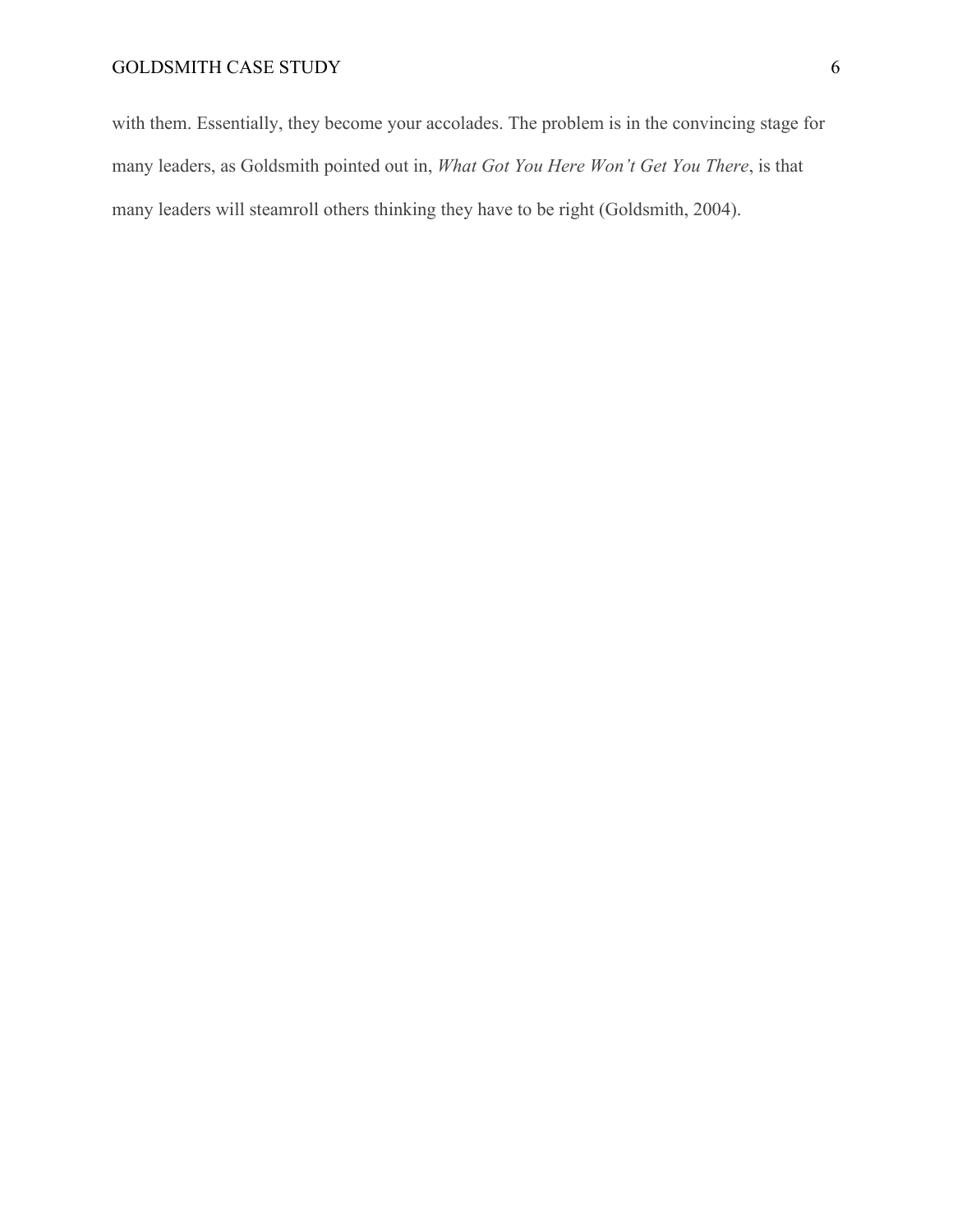with them. Essentially, they become your accolades. The problem is in the convincing stage for many leaders, as Goldsmith pointed out in, *What Got You Here Won't Get You There*, is that many leaders will steamroll others thinking they have to be right (Goldsmith, 2004).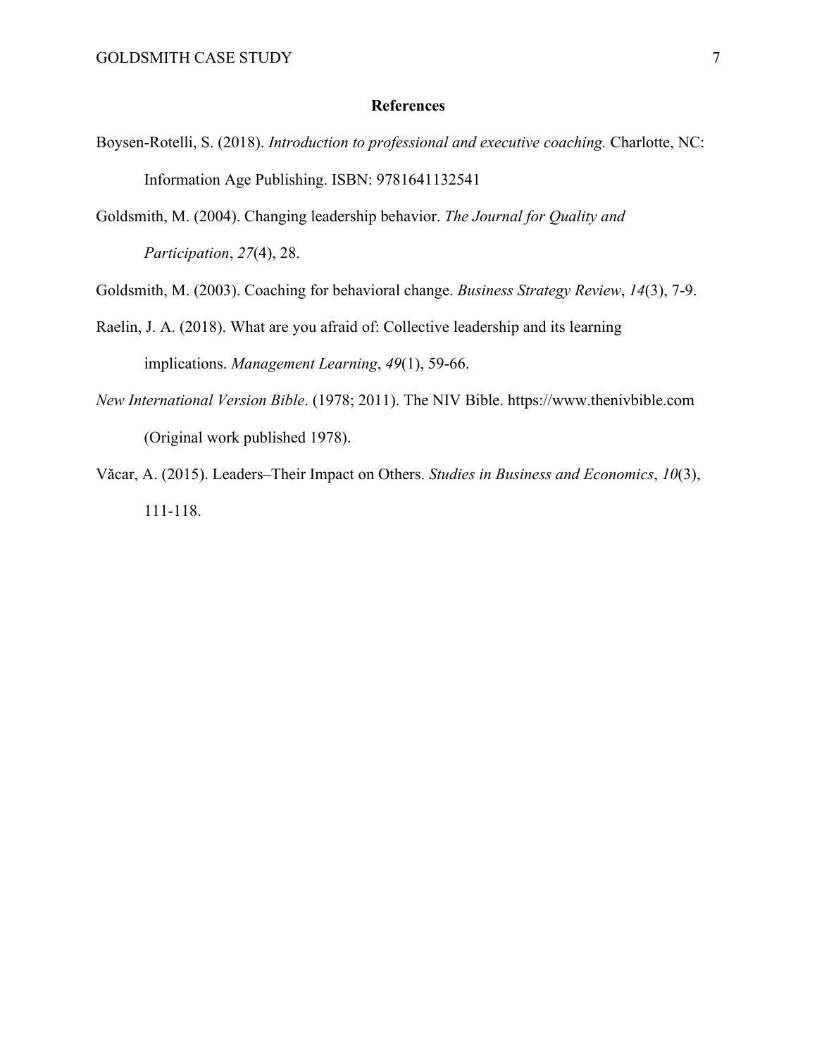**References**

Boysen-Rotelli, S. (2018). *Introduction to professional and executive coaching.* Charlotte, NC: Information Age Publishing. ISBN: 9781641132541

Goldsmith, M. (2004). Changing leadership behavior. *The Journal for Quality and Participation*, *27*(4), 28.

Goldsmith, M. (2003). Coaching for behavioral change. *Business Strategy Review*, *14*(3), 7-9.

Raelin, J. A. (2018). What are you afraid of: Collective leadership and its learning implications. *Management Learning*, *49*(1), 59-66.

*New International Version Bible*. (1978; 2011). The NIV Bible. https://www.thenivbible.com (Original work published 1978).

Văcar, A. (2015). Leaders–Their Impact on Others. *Studies in Business and Economics*, *10*(3), 111-118.